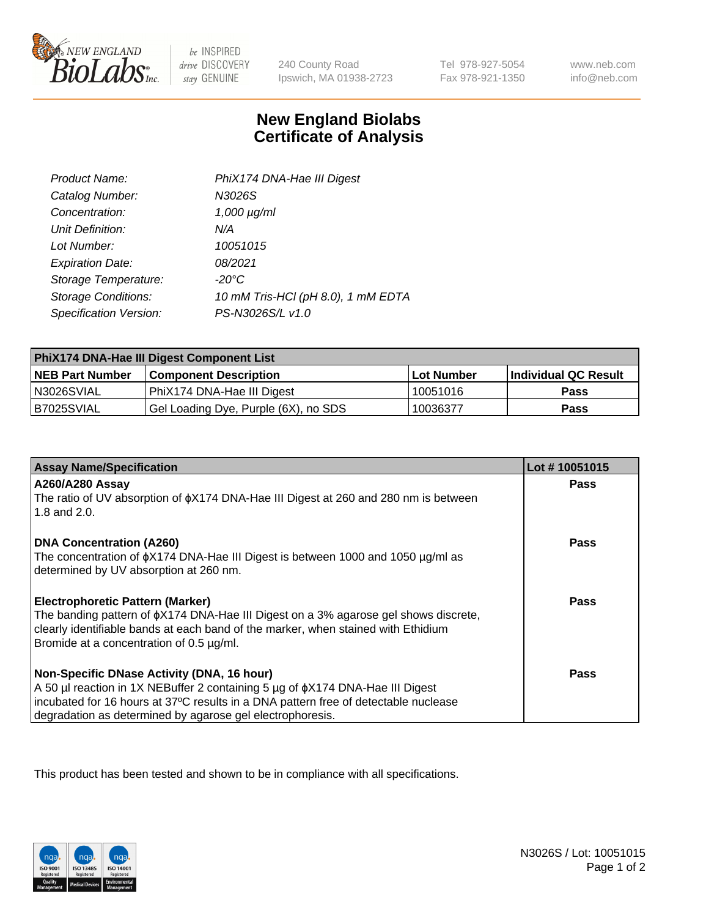240 County Road
Ipswich, MA 01938-2723

Tel 978-927-5054
Fax 978-921-1350

www.neb.com
info@neb.com

# New England Biolabs
# Certificate of Analysis

| | |
|---|---|
| *Product Name:* | *PhiX174 DNA-Hae III Digest* |
| *Catalog Number:* | *N3026S* |
| *Concentration:* | *1,000 µg/ml* |
| *Unit Definition:* | *N/A* |
| *Lot Number:* | *10051015* |
| *Expiration Date:* | *08/2021* |
| *Storage Temperature:* | *-20°C* |
| *Storage Conditions:* | *10 mM Tris-HCl (pH 8.0), 1 mM EDTA* |
| *Specification Version:* | *PS-N3026S/L v1.0* |

| **PhiX174 DNA-Hae III Digest Component List** | | | |
|---|---|---|---|
| **NEB Part Number** | **Component Description** | **Lot Number** | **Individual QC Result** |
| N3026SVIAL | PhiX174 DNA-Hae III Digest | 10051016 | **Pass** |
| B7025SVIAL | Gel Loading Dye, Purple (6X), no SDS | 10036377 | **Pass** |

| **Assay Name/Specification** | **Lot # 10051015** |
|---|---|
| **A260/A280 Assay**<br>The ratio of UV absorption of ϕX174 DNA-Hae III Digest at 260 and 280 nm is between 1.8 and 2.0. | **Pass** |
| **DNA Concentration (A260)**<br>The concentration of ϕX174 DNA-Hae III Digest is between 1000 and 1050 µg/ml as determined by UV absorption at 260 nm. | **Pass** |
| **Electrophoretic Pattern (Marker)**<br>The banding pattern of ϕX174 DNA-Hae III Digest on a 3% agarose gel shows discrete, clearly identifiable bands at each band of the marker, when stained with Ethidium Bromide at a concentration of 0.5 µg/ml. | **Pass** |
| **Non-Specific DNase Activity (DNA, 16 hour)**<br>A 50 µl reaction in 1X NEBuffer 2 containing 5 µg of ϕX174 DNA-Hae III Digest incubated for 16 hours at 37ºC results in a DNA pattern free of detectable nuclease degradation as determined by agarose gel electrophoresis. | **Pass** |

This product has been tested and shown to be in compliance with all specifications.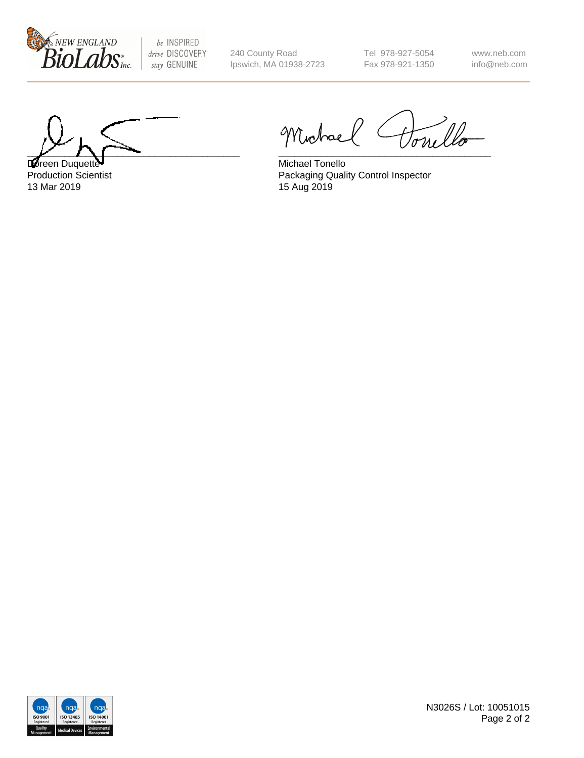Doreen Duquette
Production Scientist
13 Mar 2019

Michael Tonello
Packaging Quality Control Inspector
15 Aug 2019

N3026S / Lot: 10051015